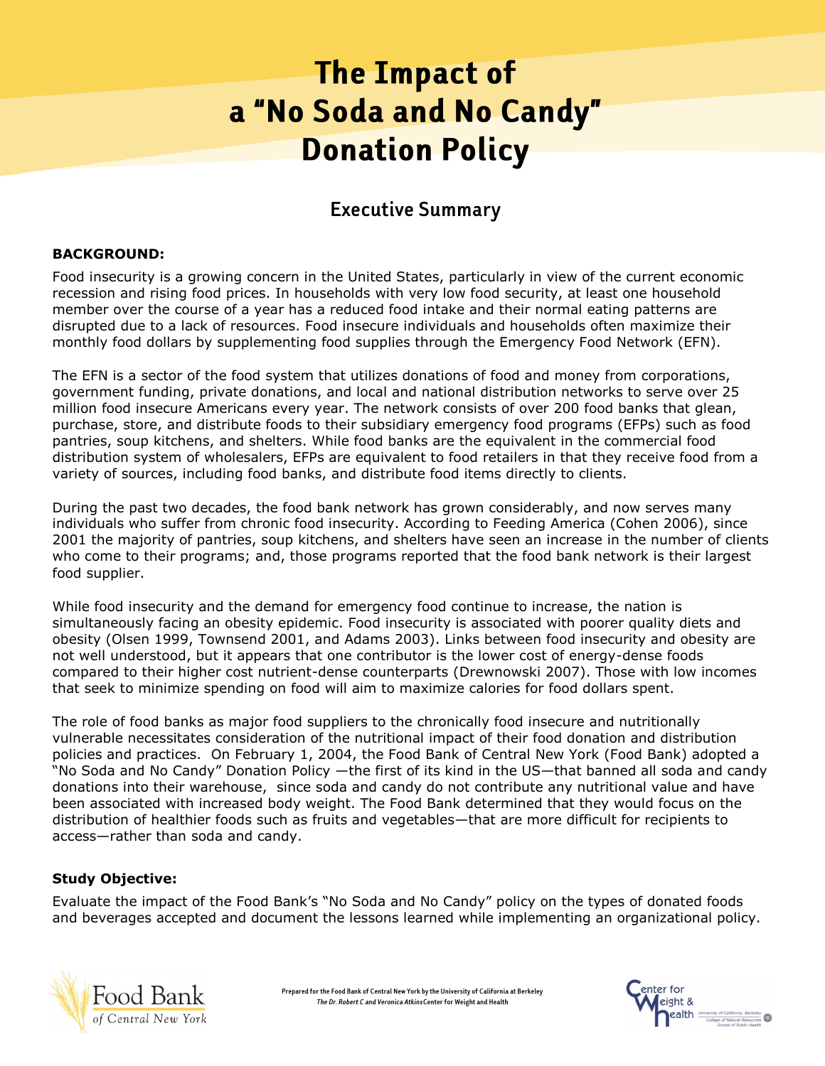# The Impact of a "No Soda and No Candy" Donation Policy

## Executive Summary

**BACKGROUND:**

Food insecurity is a growing concern in the United States, particularly in view of the current economic recession and rising food prices. In households with very low food security, at least one household member over the course of a year has a reduced food intake and their normal eating patterns are disrupted due to a lack of resources. Food insecure individuals and households often maximize their monthly food dollars by supplementing food supplies through the Emergency Food Network (EFN).

The EFN is a sector of the food system that utilizes donations of food and money from corporations, government funding, private donations, and local and national distribution networks to serve over 25 million food insecure Americans every year. The network consists of over 200 food banks that glean, purchase, store, and distribute foods to their subsidiary emergency food programs (EFPs) such as food pantries, soup kitchens, and shelters. While food banks are the equivalent in the commercial food distribution system of wholesalers, EFPs are equivalent to food retailers in that they receive food from a variety of sources, including food banks, and distribute food items directly to clients.

During the past two decades, the food bank network has grown considerably, and now serves many individuals who suffer from chronic food insecurity. According to Feeding America (Cohen 2006), since 2001 the majority of pantries, soup kitchens, and shelters have seen an increase in the number of clients who come to their programs; and, those programs reported that the food bank network is their largest food supplier.

While food insecurity and the demand for emergency food continue to increase, the nation is simultaneously facing an obesity epidemic. Food insecurity is associated with poorer quality diets and obesity (Olsen 1999, Townsend 2001, and Adams 2003). Links between food insecurity and obesity are not well understood, but it appears that one contributor is the lower cost of energy-dense foods compared to their higher cost nutrient-dense counterparts (Drewnowski 2007). Those with low incomes that seek to minimize spending on food will aim to maximize calories for food dollars spent.

The role of food banks as major food suppliers to the chronically food insecure and nutritionally vulnerable necessitates consideration of the nutritional impact of their food donation and distribution policies and practices. On February 1, 2004, the Food Bank of Central New York (Food Bank) adopted a "No Soda and No Candy" Donation Policy —the first of its kind in the US—that banned all soda and candy donations into their warehouse, since soda and candy do not contribute any nutritional value and have been associated with increased body weight. The Food Bank determined that they would focus on the distribution of healthier foods such as fruits and vegetables—that are more difficult for recipients to access—rather than soda and candy.

**Study Objective:**

Evaluate the impact of the Food Bank's "No Soda and No Candy" policy on the types of donated foods and beverages accepted and document the lessons learned while implementing an organizational policy.

Food Bank of Central New York

Prepared for the Food Bank of Central New York by the University of California at Berkeley
*The Dr. Robert C and Veronica Atkins Center for Weight and Health*

Center for Weight & Health — University of California, Berkeley, College of Natural Resources, School of Public Health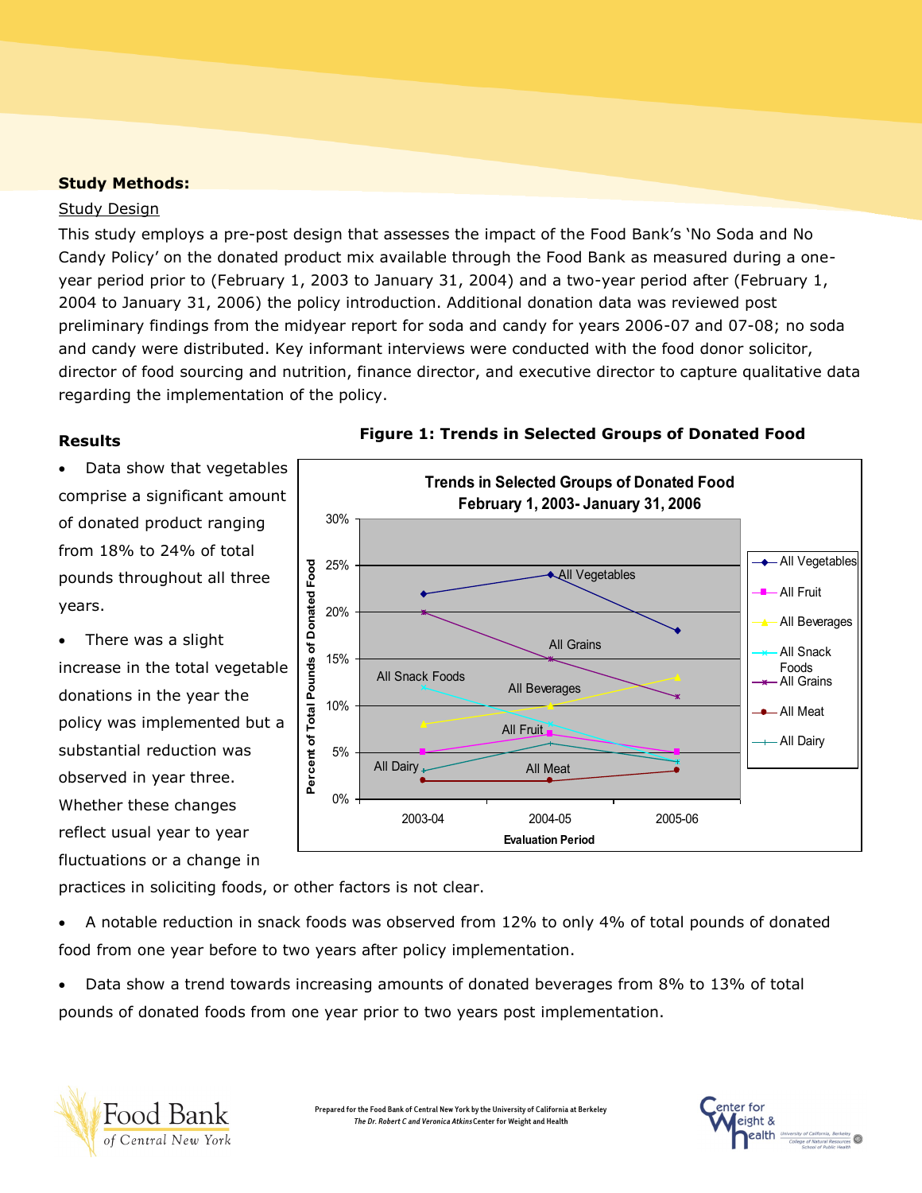**Study Methods:**

Study Design

This study employs a pre-post design that assesses the impact of the Food Bank's 'No Soda and No Candy Policy' on the donated product mix available through the Food Bank as measured during a one-year period prior to (February 1, 2003 to January 31, 2004) and a two-year period after (February 1, 2004 to January 31, 2006) the policy introduction. Additional donation data was reviewed post preliminary findings from the midyear report for soda and candy for years 2006-07 and 07-08; no soda and candy were distributed. Key informant interviews were conducted with the food donor solicitor, director of food sourcing and nutrition, finance director, and executive director to capture qualitative data regarding the implementation of the policy.

**Results**

**Figure 1: Trends in Selected Groups of Donated Food**

- Data show that vegetables comprise a significant amount of donated product ranging from 18% to 24% of total pounds throughout all three years.
- There was a slight increase in the total vegetable donations in the year the policy was implemented but a substantial reduction was observed in year three. Whether these changes reflect usual year to year fluctuations or a change in practices in soliciting foods, or other factors is not clear.
- A notable reduction in snack foods was observed from 12% to only 4% of total pounds of donated food from one year before to two years after policy implementation.
- Data show a trend towards increasing amounts of donated beverages from 8% to 13% of total pounds of donated foods from one year prior to two years post implementation.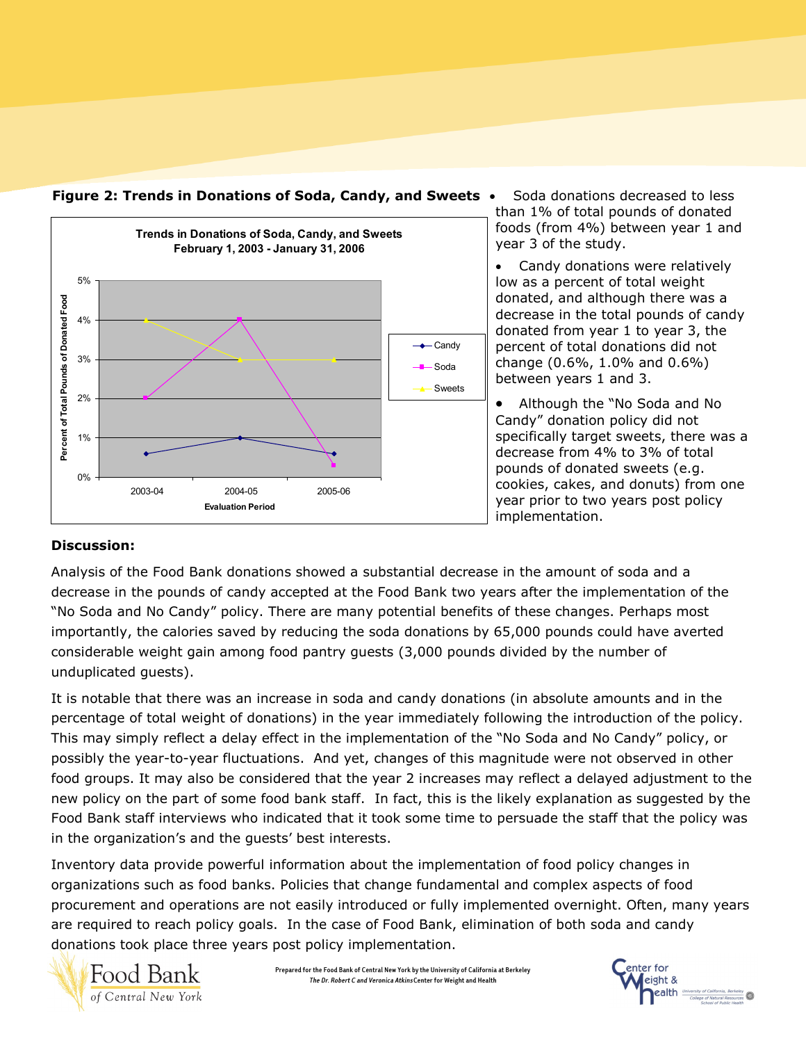**Figure 2: Trends in Donations of Soda, Candy, and Sweets**

- Soda donations decreased to less than 1% of total pounds of donated foods (from 4%) between year 1 and year 3 of the study.
- Candy donations were relatively low as a percent of total weight donated, and although there was a decrease in the total pounds of candy donated from year 1 to year 3, the percent of total donations did not change (0.6%, 1.0% and 0.6%) between years 1 and 3.
- Although the "No Soda and No Candy" donation policy did not specifically target sweets, there was a decrease from 4% to 3% of total pounds of donated sweets (e.g. cookies, cakes, and donuts) from one year prior to two years post policy implementation.

## Discussion:

Analysis of the Food Bank donations showed a substantial decrease in the amount of soda and a decrease in the pounds of candy accepted at the Food Bank two years after the implementation of the "No Soda and No Candy" policy. There are many potential benefits of these changes. Perhaps most importantly, the calories saved by reducing the soda donations by 65,000 pounds could have averted considerable weight gain among food pantry guests (3,000 pounds divided by the number of unduplicated guests).

It is notable that there was an increase in soda and candy donations (in absolute amounts and in the percentage of total weight of donations) in the year immediately following the introduction of the policy. This may simply reflect a delay effect in the implementation of the "No Soda and No Candy" policy, or possibly the year-to-year fluctuations. And yet, changes of this magnitude were not observed in other food groups. It may also be considered that the year 2 increases may reflect a delayed adjustment to the new policy on the part of some food bank staff. In fact, this is the likely explanation as suggested by the Food Bank staff interviews who indicated that it took some time to persuade the staff that the policy was in the organization's and the guests' best interests.

Inventory data provide powerful information about the implementation of food policy changes in organizations such as food banks. Policies that change fundamental and complex aspects of food procurement and operations are not easily introduced or fully implemented overnight. Often, many years are required to reach policy goals. In the case of Food Bank, elimination of both soda and candy donations took place three years post policy implementation.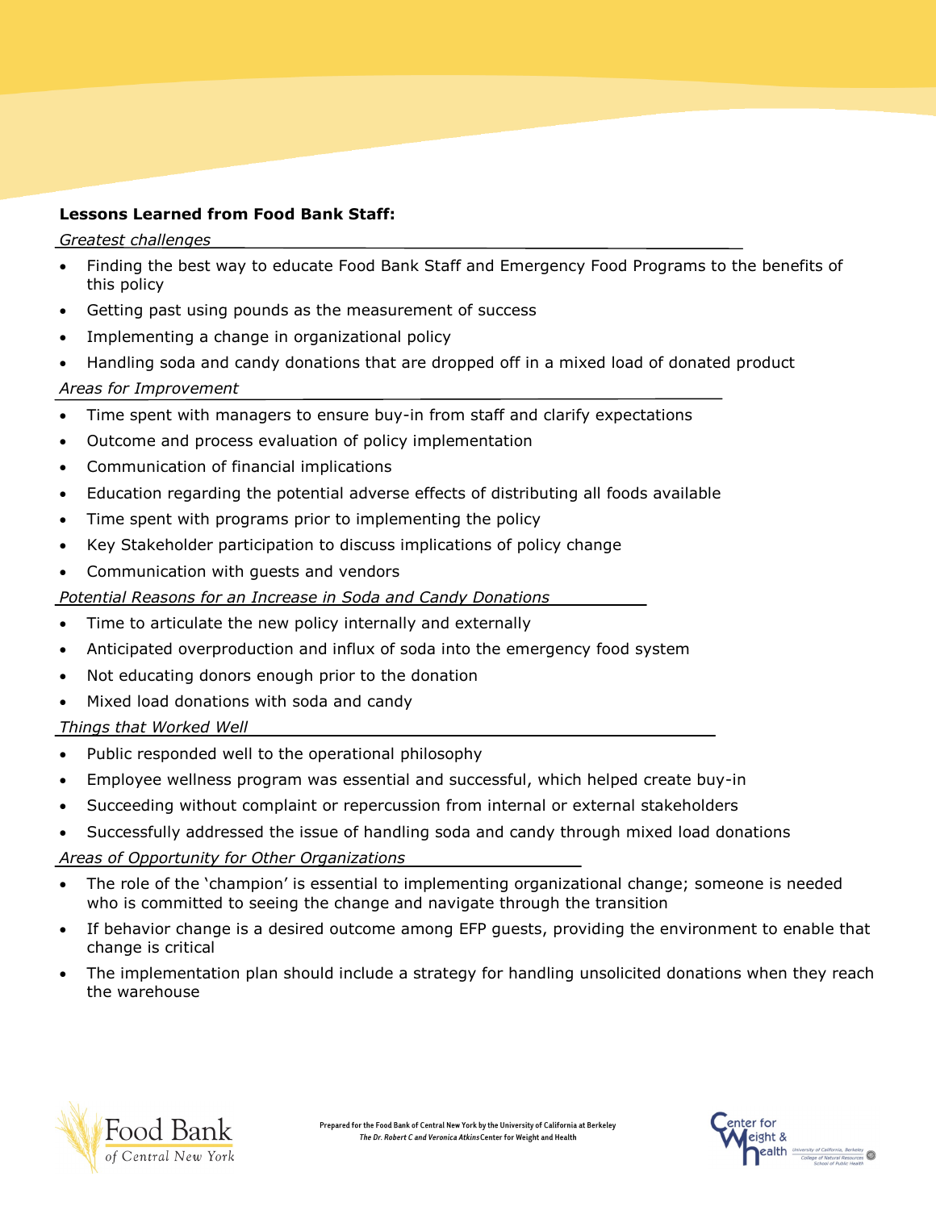**Lessons Learned from Food Bank Staff:**

*Greatest challenges*

- Finding the best way to educate Food Bank Staff and Emergency Food Programs to the benefits of this policy
- Getting past using pounds as the measurement of success
- Implementing a change in organizational policy
- Handling soda and candy donations that are dropped off in a mixed load of donated product

*Areas for Improvement*

- Time spent with managers to ensure buy-in from staff and clarify expectations
- Outcome and process evaluation of policy implementation
- Communication of financial implications
- Education regarding the potential adverse effects of distributing all foods available
- Time spent with programs prior to implementing the policy
- Key Stakeholder participation to discuss implications of policy change
- Communication with guests and vendors

*Potential Reasons for an Increase in Soda and Candy Donations*

- Time to articulate the new policy internally and externally
- Anticipated overproduction and influx of soda into the emergency food system
- Not educating donors enough prior to the donation
- Mixed load donations with soda and candy

*Things that Worked Well*

- Public responded well to the operational philosophy
- Employee wellness program was essential and successful, which helped create buy-in
- Succeeding without complaint or repercussion from internal or external stakeholders
- Successfully addressed the issue of handling soda and candy through mixed load donations

*Areas of Opportunity for Other Organizations*

- The role of the 'champion' is essential to implementing organizational change; someone is needed who is committed to seeing the change and navigate through the transition
- If behavior change is a desired outcome among EFP guests, providing the environment to enable that change is critical
- The implementation plan should include a strategy for handling unsolicited donations when they reach the warehouse

Food Bank of Central New York

Prepared for the Food Bank of Central New York by the University of California at Berkeley *The Dr. Robert C and Veronica Atkins* Center for Weight and Health

Center for Weight & Health

University of California, Berkeley College of Natural Resources School of Public Health